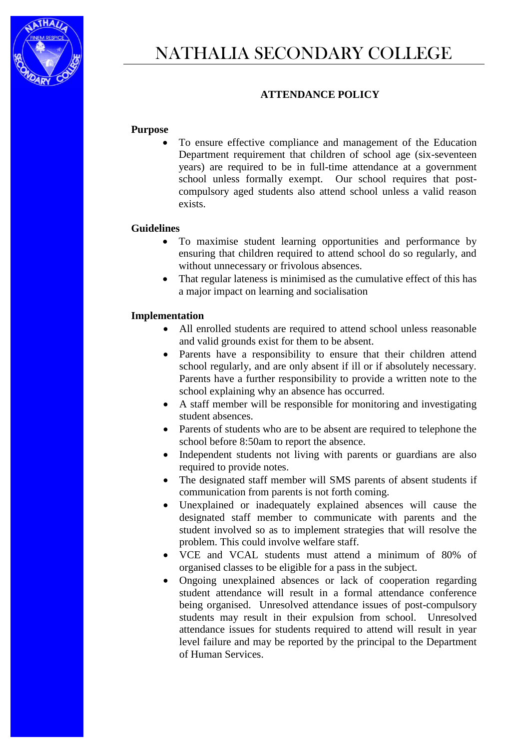# NATHALIA SECONDARY COLLEGE

## ATTENDANCE POLICY

**Purpose**

- To ensure effective compliance and management of the Education Department requirement that children of school age (six-seventeen years) are required to be in full-time attendance at a government school unless formally exempt. Our school requires that post-compulsory aged students also attend school unless a valid reason exists.

**Guidelines**

- To maximise student learning opportunities and performance by ensuring that children required to attend school do so regularly, and without unnecessary or frivolous absences.
- That regular lateness is minimised as the cumulative effect of this has a major impact on learning and socialisation

**Implementation**

- All enrolled students are required to attend school unless reasonable and valid grounds exist for them to be absent.
- Parents have a responsibility to ensure that their children attend school regularly, and are only absent if ill or if absolutely necessary. Parents have a further responsibility to provide a written note to the school explaining why an absence has occurred.
- A staff member will be responsible for monitoring and investigating student absences.
- Parents of students who are to be absent are required to telephone the school before 8:50am to report the absence.
- Independent students not living with parents or guardians are also required to provide notes.
- The designated staff member will SMS parents of absent students if communication from parents is not forth coming.
- Unexplained or inadequately explained absences will cause the designated staff member to communicate with parents and the student involved so as to implement strategies that will resolve the problem. This could involve welfare staff.
- VCE and VCAL students must attend a minimum of 80% of organised classes to be eligible for a pass in the subject.
- Ongoing unexplained absences or lack of cooperation regarding student attendance will result in a formal attendance conference being organised. Unresolved attendance issues of post-compulsory students may result in their expulsion from school. Unresolved attendance issues for students required to attend will result in year level failure and may be reported by the principal to the Department of Human Services.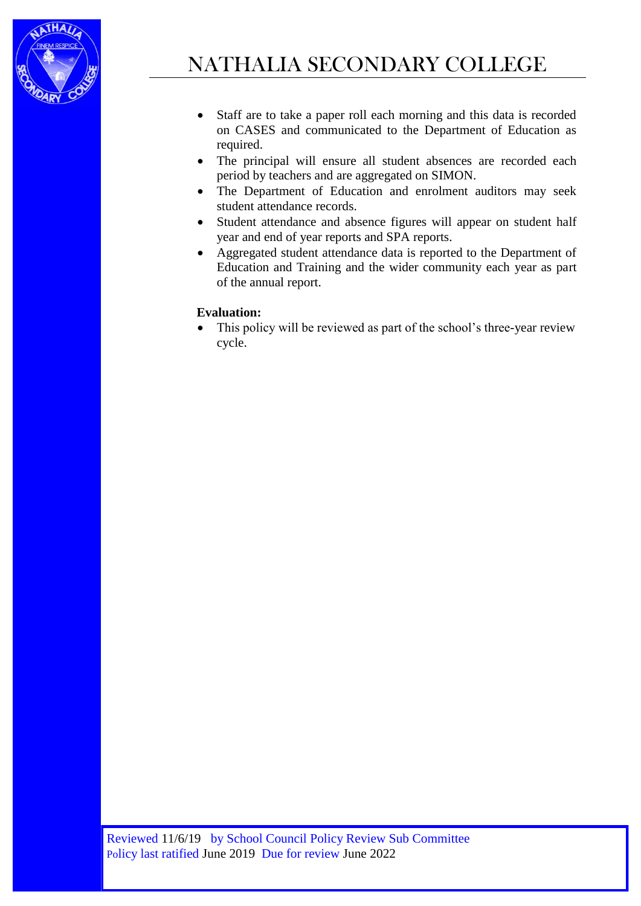- Staff are to take a paper roll each morning and this data is recorded on CASES and communicated to the Department of Education as required.
- The principal will ensure all student absences are recorded each period by teachers and are aggregated on SIMON.
- The Department of Education and enrolment auditors may seek student attendance records.
- Student attendance and absence figures will appear on student half year and end of year reports and SPA reports.
- Aggregated student attendance data is reported to the Department of Education and Training and the wider community each year as part of the annual report.

**Evaluation:**

- This policy will be reviewed as part of the school's three-year review cycle.

Reviewed 11/6/19 by School Council Policy Review Sub Committee
Policy last ratified June 2019 Due for review June 2022